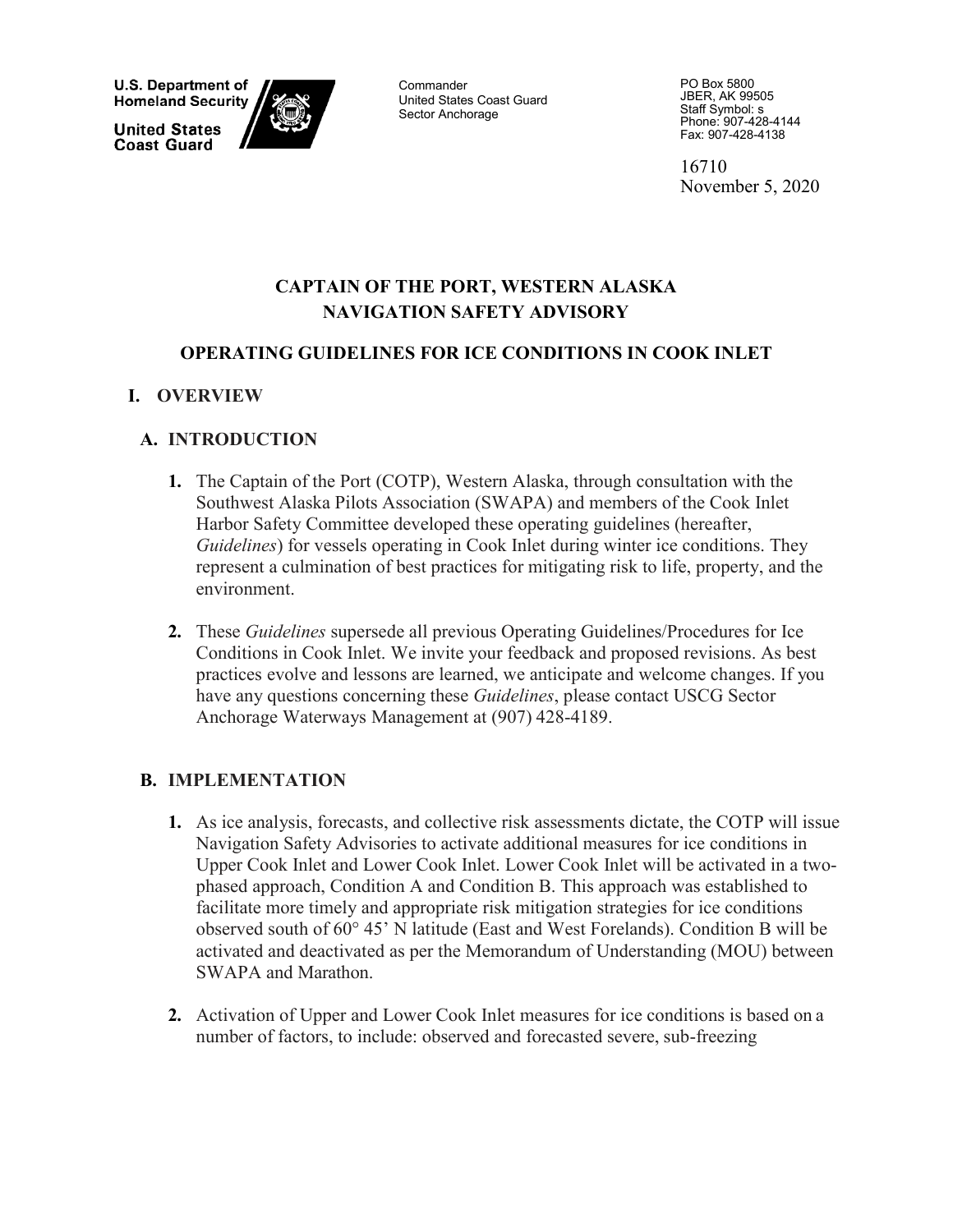**U.S. Department of Homeland Security**

**United States Coast Guard**

Commander
United States Coast Guard
Sector Anchorage

PO Box 5800
JBER, AK 99505
Staff Symbol: s
Phone: 907-428-4144
Fax: 907-428-4138

16710
November 5, 2020

# CAPTAIN OF THE PORT, WESTERN ALASKA NAVIGATION SAFETY ADVISORY

## OPERATING GUIDELINES FOR ICE CONDITIONS IN COOK INLET

## I. OVERVIEW

### A. INTRODUCTION

**1.** The Captain of the Port (COTP), Western Alaska, through consultation with the Southwest Alaska Pilots Association (SWAPA) and members of the Cook Inlet Harbor Safety Committee developed these operating guidelines (hereafter, *Guidelines*) for vessels operating in Cook Inlet during winter ice conditions. They represent a culmination of best practices for mitigating risk to life, property, and the environment.

**2.** These *Guidelines* supersede all previous Operating Guidelines/Procedures for Ice Conditions in Cook Inlet. We invite your feedback and proposed revisions. As best practices evolve and lessons are learned, we anticipate and welcome changes. If you have any questions concerning these *Guidelines*, please contact USCG Sector Anchorage Waterways Management at (907) 428-4189.

### B. IMPLEMENTATION

**1.** As ice analysis, forecasts, and collective risk assessments dictate, the COTP will issue Navigation Safety Advisories to activate additional measures for ice conditions in Upper Cook Inlet and Lower Cook Inlet. Lower Cook Inlet will be activated in a two-phased approach, Condition A and Condition B. This approach was established to facilitate more timely and appropriate risk mitigation strategies for ice conditions observed south of 60° 45' N latitude (East and West Forelands). Condition B will be activated and deactivated as per the Memorandum of Understanding (MOU) between SWAPA and Marathon.

**2.** Activation of Upper and Lower Cook Inlet measures for ice conditions is based on a number of factors, to include: observed and forecasted severe, sub-freezing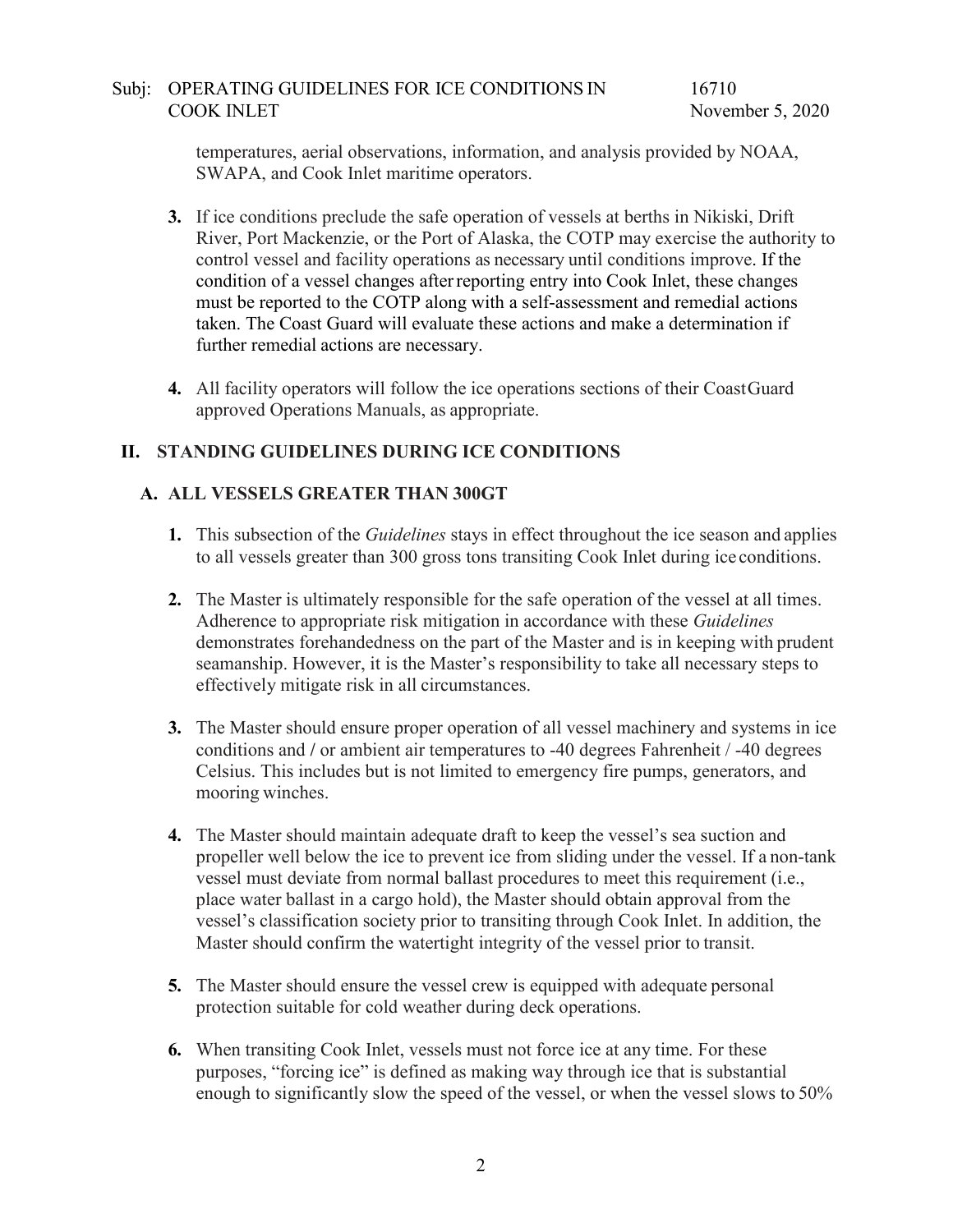temperatures, aerial observations, information, and analysis provided by NOAA, SWAPA, and Cook Inlet maritime operators.

3. If ice conditions preclude the safe operation of vessels at berths in Nikiski, Drift River, Port Mackenzie, or the Port of Alaska, the COTP may exercise the authority to control vessel and facility operations as necessary until conditions improve. If the condition of a vessel changes after reporting entry into Cook Inlet, these changes must be reported to the COTP along with a self-assessment and remedial actions taken. The Coast Guard will evaluate these actions and make a determination if further remedial actions are necessary.

4. All facility operators will follow the ice operations sections of their Coast Guard approved Operations Manuals, as appropriate.

## II. STANDING GUIDELINES DURING ICE CONDITIONS

### A. ALL VESSELS GREATER THAN 300GT

1. This subsection of the *Guidelines* stays in effect throughout the ice season and applies to all vessels greater than 300 gross tons transiting Cook Inlet during ice conditions.

2. The Master is ultimately responsible for the safe operation of the vessel at all times. Adherence to appropriate risk mitigation in accordance with these *Guidelines* demonstrates forehandedness on the part of the Master and is in keeping with prudent seamanship. However, it is the Master's responsibility to take all necessary steps to effectively mitigate risk in all circumstances.

3. The Master should ensure proper operation of all vessel machinery and systems in ice conditions and / or ambient air temperatures to -40 degrees Fahrenheit / -40 degrees Celsius. This includes but is not limited to emergency fire pumps, generators, and mooring winches.

4. The Master should maintain adequate draft to keep the vessel's sea suction and propeller well below the ice to prevent ice from sliding under the vessel. If a non-tank vessel must deviate from normal ballast procedures to meet this requirement (i.e., place water ballast in a cargo hold), the Master should obtain approval from the vessel's classification society prior to transiting through Cook Inlet. In addition, the Master should confirm the watertight integrity of the vessel prior to transit.

5. The Master should ensure the vessel crew is equipped with adequate personal protection suitable for cold weather during deck operations.

6. When transiting Cook Inlet, vessels must not force ice at any time. For these purposes, "forcing ice" is defined as making way through ice that is substantial enough to significantly slow the speed of the vessel, or when the vessel slows to 50%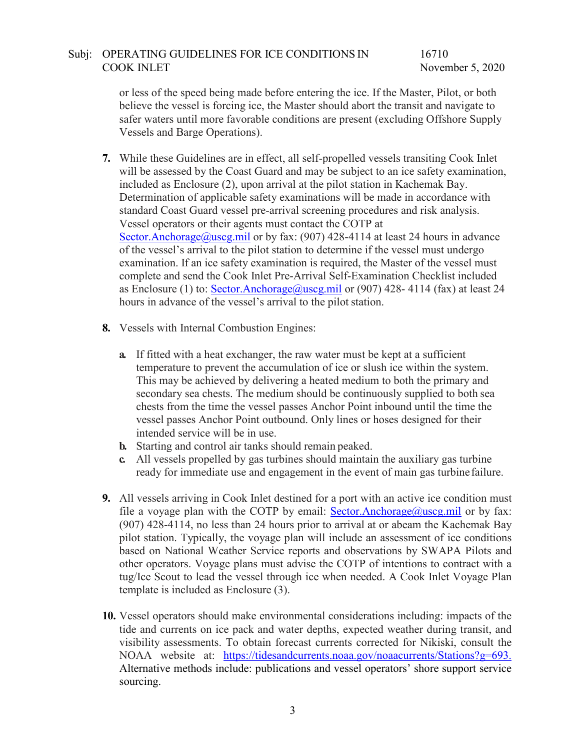or less of the speed being made before entering the ice. If the Master, Pilot, or both believe the vessel is forcing ice, the Master should abort the transit and navigate to safer waters until more favorable conditions are present (excluding Offshore Supply Vessels and Barge Operations).

7. While these Guidelines are in effect, all self-propelled vessels transiting Cook Inlet will be assessed by the Coast Guard and may be subject to an ice safety examination, included as Enclosure (2), upon arrival at the pilot station in Kachemak Bay. Determination of applicable safety examinations will be made in accordance with standard Coast Guard vessel pre-arrival screening procedures and risk analysis. Vessel operators or their agents must contact the COTP at Sector.Anchorage@uscg.mil or by fax: (907) 428-4114 at least 24 hours in advance of the vessel's arrival to the pilot station to determine if the vessel must undergo examination. If an ice safety examination is required, the Master of the vessel must complete and send the Cook Inlet Pre-Arrival Self-Examination Checklist included as Enclosure (1) to: Sector.Anchorage@uscg.mil or (907) 428- 4114 (fax) at least 24 hours in advance of the vessel's arrival to the pilot station.

8. Vessels with Internal Combustion Engines:

   a. If fitted with a heat exchanger, the raw water must be kept at a sufficient temperature to prevent the accumulation of ice or slush ice within the system. This may be achieved by delivering a heated medium to both the primary and secondary sea chests. The medium should be continuously supplied to both sea chests from the time the vessel passes Anchor Point inbound until the time the vessel passes Anchor Point outbound. Only lines or hoses designed for their intended service will be in use.
   b. Starting and control air tanks should remain peaked.
   c. All vessels propelled by gas turbines should maintain the auxiliary gas turbine ready for immediate use and engagement in the event of main gas turbine failure.

9. All vessels arriving in Cook Inlet destined for a port with an active ice condition must file a voyage plan with the COTP by email: Sector.Anchorage@uscg.mil or by fax: (907) 428-4114, no less than 24 hours prior to arrival at or abeam the Kachemak Bay pilot station. Typically, the voyage plan will include an assessment of ice conditions based on National Weather Service reports and observations by SWAPA Pilots and other operators. Voyage plans must advise the COTP of intentions to contract with a tug/Ice Scout to lead the vessel through ice when needed. A Cook Inlet Voyage Plan template is included as Enclosure (3).

10. Vessel operators should make environmental considerations including: impacts of the tide and currents on ice pack and water depths, expected weather during transit, and visibility assessments. To obtain forecast currents corrected for Nikiski, consult the NOAA website at: https://tidesandcurrents.noaa.gov/noaacurrents/Stations?g=693. Alternative methods include: publications and vessel operators' shore support service sourcing.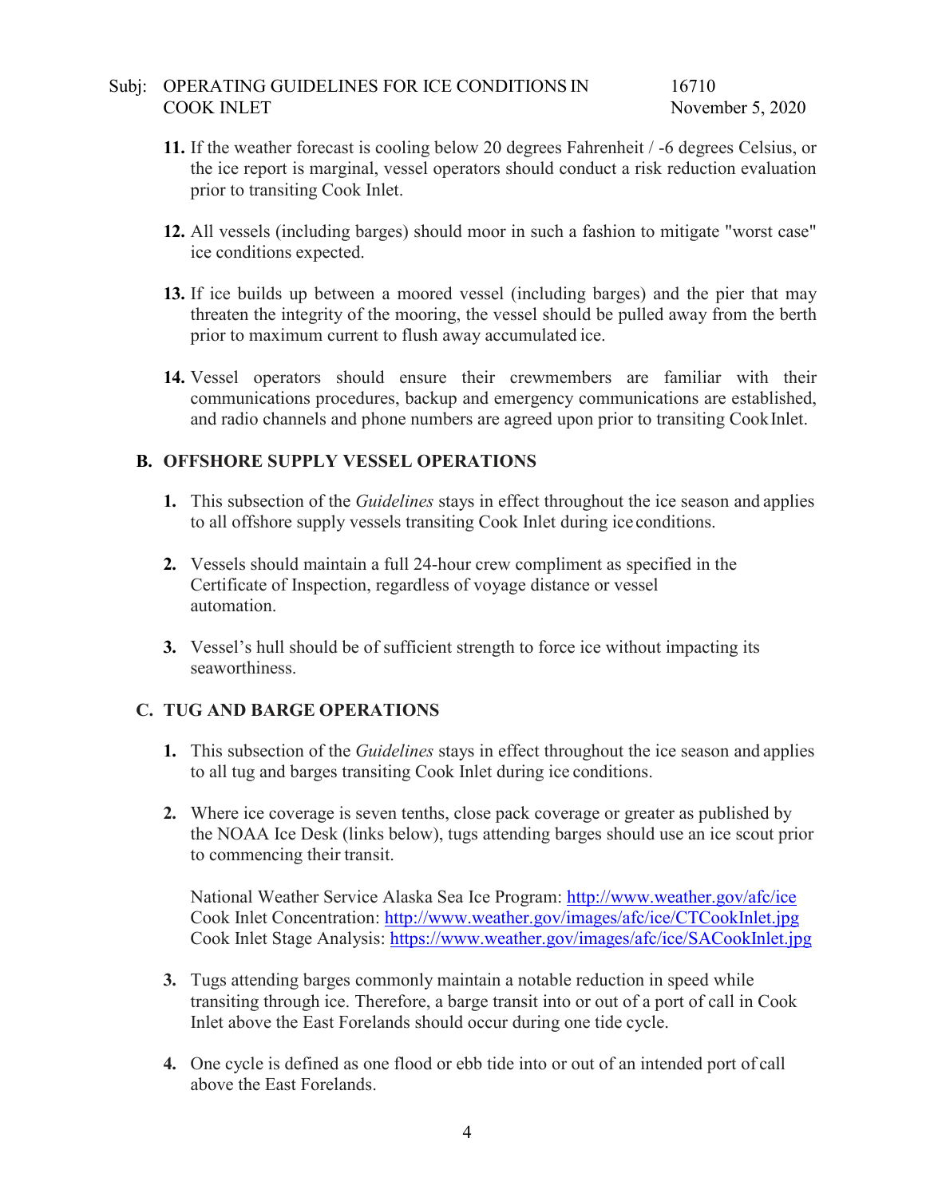11. If the weather forecast is cooling below 20 degrees Fahrenheit / -6 degrees Celsius, or the ice report is marginal, vessel operators should conduct a risk reduction evaluation prior to transiting Cook Inlet.

12. All vessels (including barges) should moor in such a fashion to mitigate "worst case" ice conditions expected.

13. If ice builds up between a moored vessel (including barges) and the pier that may threaten the integrity of the mooring, the vessel should be pulled away from the berth prior to maximum current to flush away accumulated ice.

14. Vessel operators should ensure their crewmembers are familiar with their communications procedures, backup and emergency communications are established, and radio channels and phone numbers are agreed upon prior to transiting Cook Inlet.

## B. OFFSHORE SUPPLY VESSEL OPERATIONS

1. This subsection of the *Guidelines* stays in effect throughout the ice season and applies to all offshore supply vessels transiting Cook Inlet during ice conditions.

2. Vessels should maintain a full 24-hour crew compliment as specified in the Certificate of Inspection, regardless of voyage distance or vessel automation.

3. Vessel's hull should be of sufficient strength to force ice without impacting its seaworthiness.

## C. TUG AND BARGE OPERATIONS

1. This subsection of the *Guidelines* stays in effect throughout the ice season and applies to all tug and barges transiting Cook Inlet during ice conditions.

2. Where ice coverage is seven tenths, close pack coverage or greater as published by the NOAA Ice Desk (links below), tugs attending barges should use an ice scout prior to commencing their transit.

   National Weather Service Alaska Sea Ice Program: http://www.weather.gov/afc/ice
   Cook Inlet Concentration: http://www.weather.gov/images/afc/ice/CTCookInlet.jpg
   Cook Inlet Stage Analysis: https://www.weather.gov/images/afc/ice/SACookInlet.jpg

3. Tugs attending barges commonly maintain a notable reduction in speed while transiting through ice. Therefore, a barge transit into or out of a port of call in Cook Inlet above the East Forelands should occur during one tide cycle.

4. One cycle is defined as one flood or ebb tide into or out of an intended port of call above the East Forelands.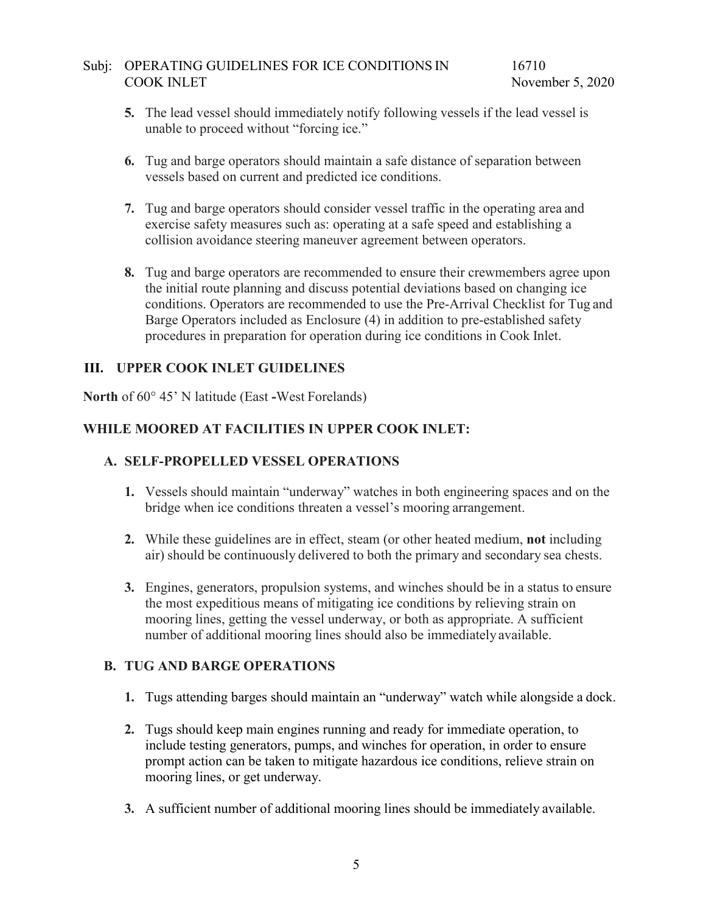5. The lead vessel should immediately notify following vessels if the lead vessel is unable to proceed without "forcing ice."

6. Tug and barge operators should maintain a safe distance of separation between vessels based on current and predicted ice conditions.

7. Tug and barge operators should consider vessel traffic in the operating area and exercise safety measures such as: operating at a safe speed and establishing a collision avoidance steering maneuver agreement between operators.

8. Tug and barge operators are recommended to ensure their crewmembers agree upon the initial route planning and discuss potential deviations based on changing ice conditions. Operators are recommended to use the Pre-Arrival Checklist for Tug and Barge Operators included as Enclosure (4) in addition to pre-established safety procedures in preparation for operation during ice conditions in Cook Inlet.

## III. UPPER COOK INLET GUIDELINES

**North** of 60° 45' N latitude (East -West Forelands)

### WHILE MOORED AT FACILITIES IN UPPER COOK INLET:

#### A. SELF-PROPELLED VESSEL OPERATIONS

1. Vessels should maintain "underway" watches in both engineering spaces and on the bridge when ice conditions threaten a vessel's mooring arrangement.

2. While these guidelines are in effect, steam (or other heated medium, **not** including air) should be continuously delivered to both the primary and secondary sea chests.

3. Engines, generators, propulsion systems, and winches should be in a status to ensure the most expeditious means of mitigating ice conditions by relieving strain on mooring lines, getting the vessel underway, or both as appropriate. A sufficient number of additional mooring lines should also be immediately available.

#### B. TUG AND BARGE OPERATIONS

1. Tugs attending barges should maintain an "underway" watch while alongside a dock.

2. Tugs should keep main engines running and ready for immediate operation, to include testing generators, pumps, and winches for operation, in order to ensure prompt action can be taken to mitigate hazardous ice conditions, relieve strain on mooring lines, or get underway.

3. A sufficient number of additional mooring lines should be immediately available.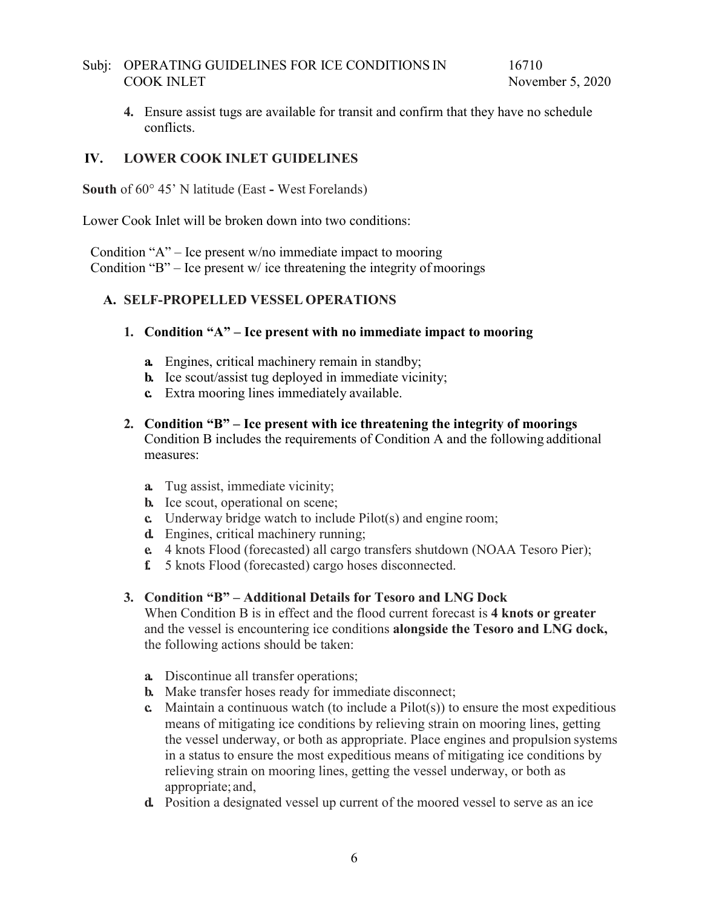4. Ensure assist tugs are available for transit and confirm that they have no schedule conflicts.

## IV. LOWER COOK INLET GUIDELINES

**South** of 60° 45' N latitude (East - West Forelands)

Lower Cook Inlet will be broken down into two conditions:

Condition "A" – Ice present w/no immediate impact to mooring
Condition "B" – Ice present w/ ice threatening the integrity of moorings

### A. SELF-PROPELLED VESSEL OPERATIONS

1. **Condition "A" – Ice present with no immediate impact to mooring**

   a. Engines, critical machinery remain in standby;
   b. Ice scout/assist tug deployed in immediate vicinity;
   c. Extra mooring lines immediately available.

2. **Condition "B" – Ice present with ice threatening the integrity of moorings**
   Condition B includes the requirements of Condition A and the following additional measures:

   a. Tug assist, immediate vicinity;
   b. Ice scout, operational on scene;
   c. Underway bridge watch to include Pilot(s) and engine room;
   d. Engines, critical machinery running;
   e. 4 knots Flood (forecasted) all cargo transfers shutdown (NOAA Tesoro Pier);
   f. 5 knots Flood (forecasted) cargo hoses disconnected.

3. **Condition "B" – Additional Details for Tesoro and LNG Dock**
   When Condition B is in effect and the flood current forecast is **4 knots or greater** and the vessel is encountering ice conditions **alongside the Tesoro and LNG dock,** the following actions should be taken:

   a. Discontinue all transfer operations;
   b. Make transfer hoses ready for immediate disconnect;
   c. Maintain a continuous watch (to include a Pilot(s)) to ensure the most expeditious means of mitigating ice conditions by relieving strain on mooring lines, getting the vessel underway, or both as appropriate. Place engines and propulsion systems in a status to ensure the most expeditious means of mitigating ice conditions by relieving strain on mooring lines, getting the vessel underway, or both as appropriate; and,
   d. Position a designated vessel up current of the moored vessel to serve as an ice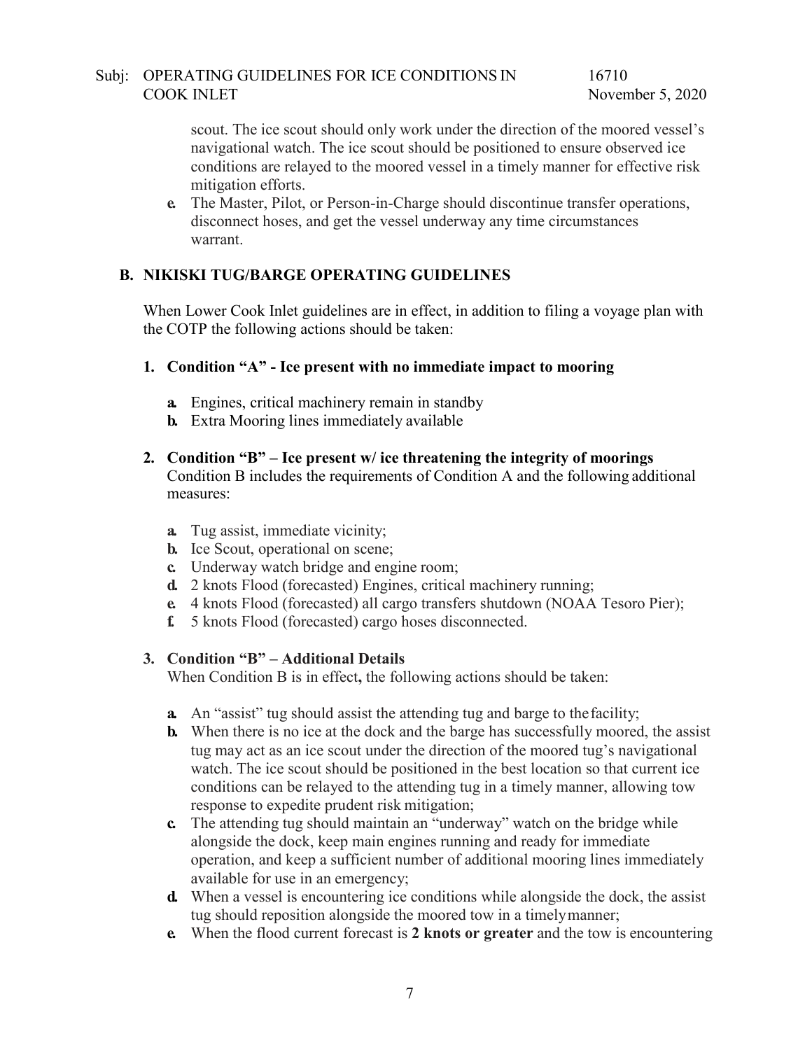scout. The ice scout should only work under the direction of the moored vessel's navigational watch. The ice scout should be positioned to ensure observed ice conditions are relayed to the moored vessel in a timely manner for effective risk mitigation efforts.

e. The Master, Pilot, or Person-in-Charge should discontinue transfer operations, disconnect hoses, and get the vessel underway any time circumstances warrant.

## B. NIKISKI TUG/BARGE OPERATING GUIDELINES

When Lower Cook Inlet guidelines are in effect, in addition to filing a voyage plan with the COTP the following actions should be taken:

### 1. Condition "A" - Ice present with no immediate impact to mooring

a. Engines, critical machinery remain in standby
b. Extra Mooring lines immediately available

### 2. Condition "B" – Ice present w/ ice threatening the integrity of moorings

Condition B includes the requirements of Condition A and the following additional measures:

a. Tug assist, immediate vicinity;
b. Ice Scout, operational on scene;
c. Underway watch bridge and engine room;
d. 2 knots Flood (forecasted) Engines, critical machinery running;
e. 4 knots Flood (forecasted) all cargo transfers shutdown (NOAA Tesoro Pier);
f. 5 knots Flood (forecasted) cargo hoses disconnected.

### 3. Condition "B" – Additional Details

When Condition B is in effect**,** the following actions should be taken:

a. An "assist" tug should assist the attending tug and barge to the facility;
b. When there is no ice at the dock and the barge has successfully moored, the assist tug may act as an ice scout under the direction of the moored tug's navigational watch. The ice scout should be positioned in the best location so that current ice conditions can be relayed to the attending tug in a timely manner, allowing tow response to expedite prudent risk mitigation;
c. The attending tug should maintain an "underway" watch on the bridge while alongside the dock, keep main engines running and ready for immediate operation, and keep a sufficient number of additional mooring lines immediately available for use in an emergency;
d. When a vessel is encountering ice conditions while alongside the dock, the assist tug should reposition alongside the moored tow in a timely manner;
e. When the flood current forecast is **2 knots or greater** and the tow is encountering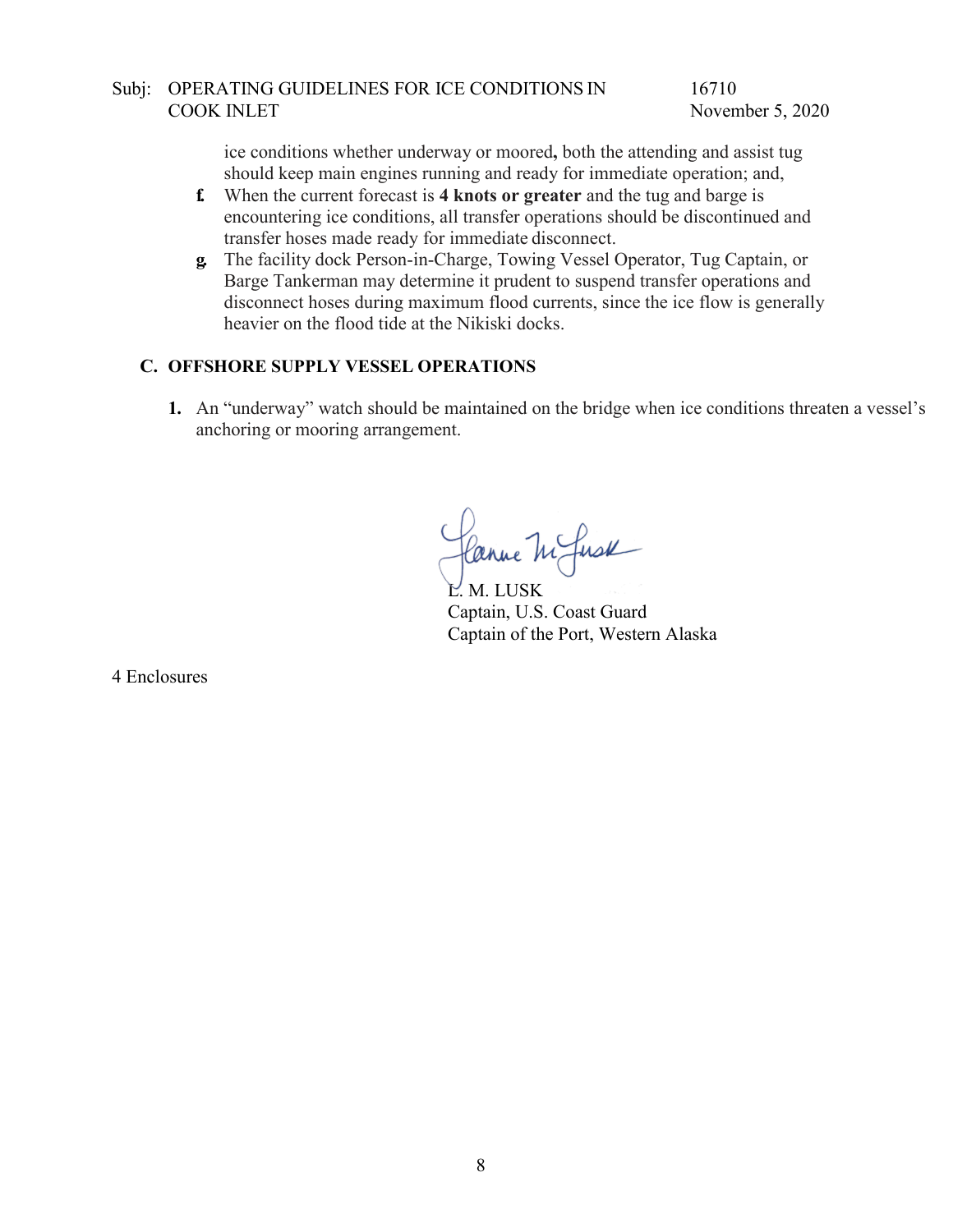ice conditions whether underway or moored**,** both the attending and assist tug should keep main engines running and ready for immediate operation; and,

**f.** When the current forecast is **4 knots or greater** and the tug and barge is encountering ice conditions, all transfer operations should be discontinued and transfer hoses made ready for immediate disconnect.

**g.** The facility dock Person-in-Charge, Towing Vessel Operator, Tug Captain, or Barge Tankerman may determine it prudent to suspend transfer operations and disconnect hoses during maximum flood currents, since the ice flow is generally heavier on the flood tide at the Nikiski docks.

## C. OFFSHORE SUPPLY VESSEL OPERATIONS

**1.** An "underway" watch should be maintained on the bridge when ice conditions threaten a vessel's anchoring or mooring arrangement.

L. M. LUSK
Captain, U.S. Coast Guard
Captain of the Port, Western Alaska

4 Enclosures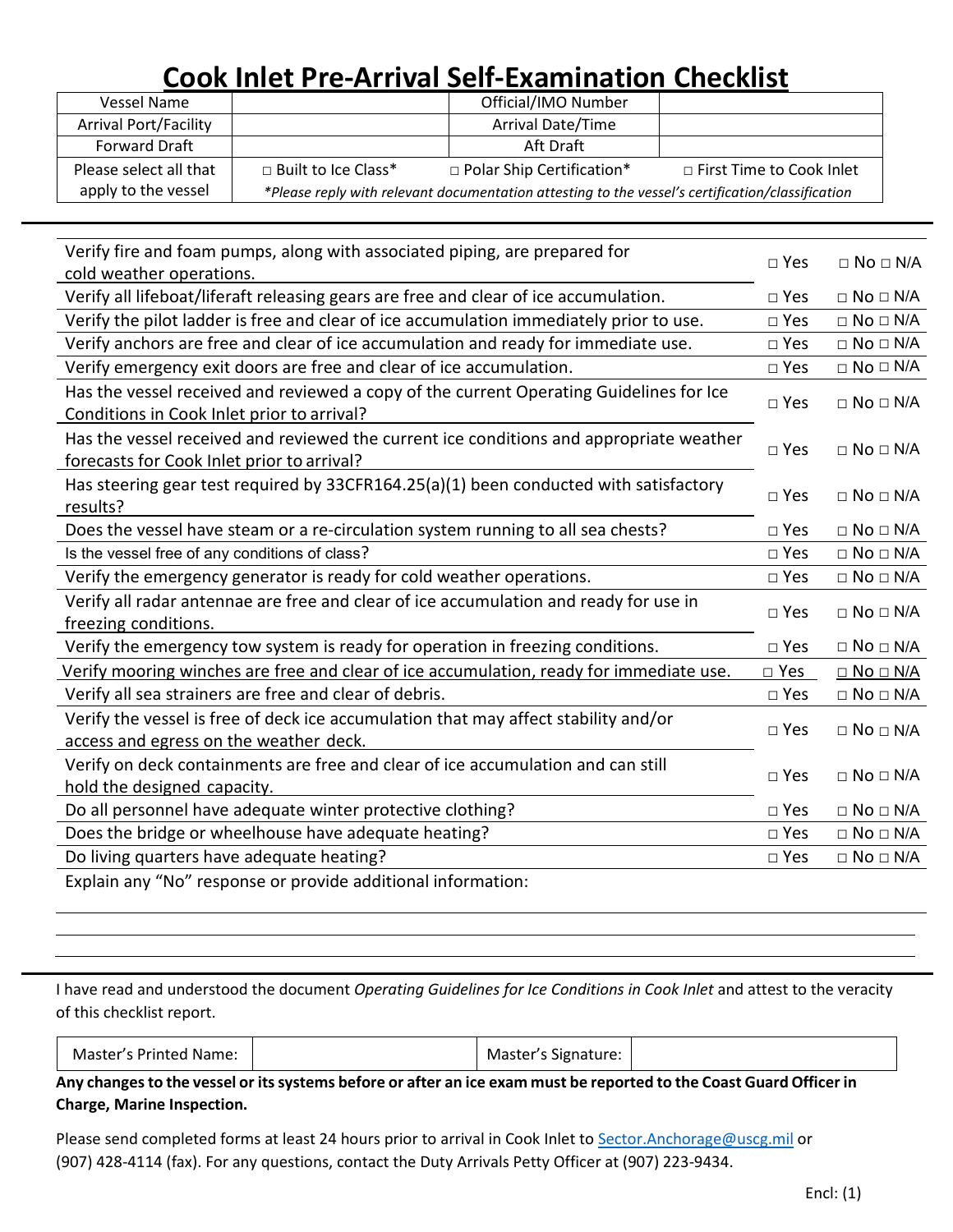# Cook Inlet Pre-Arrival Self-Examination Checklist

| Vessel Name | | Official/IMO Number | |
|---|---|---|---|
| Arrival Port/Facility | | Arrival Date/Time | |
| Forward Draft | | Aft Draft | |
| Please select all that apply to the vessel | □ Built to Ice Class* | □ Polar Ship Certification* | □ First Time to Cook Inlet |
| | *\*Please reply with relevant documentation attesting to the vessel's certification/classification* | | |

| Item | Yes | No / N/A |
|---|---|---|
| Verify fire and foam pumps, along with associated piping, are prepared for cold weather operations. | □ Yes | □ No □ N/A |
| Verify all lifeboat/liferaft releasing gears are free and clear of ice accumulation. | □ Yes | □ No □ N/A |
| Verify the pilot ladder is free and clear of ice accumulation immediately prior to use. | □ Yes | □ No □ N/A |
| Verify anchors are free and clear of ice accumulation and ready for immediate use. | □ Yes | □ No □ N/A |
| Verify emergency exit doors are free and clear of ice accumulation. | □ Yes | □ No □ N/A |
| Has the vessel received and reviewed a copy of the current Operating Guidelines for Ice Conditions in Cook Inlet prior to arrival? | □ Yes | □ No □ N/A |
| Has the vessel received and reviewed the current ice conditions and appropriate weather forecasts for Cook Inlet prior to arrival? | □ Yes | □ No □ N/A |
| Has steering gear test required by 33CFR164.25(a)(1) been conducted with satisfactory results? | □ Yes | □ No □ N/A |
| Does the vessel have steam or a re-circulation system running to all sea chests? | □ Yes | □ No □ N/A |
| Is the vessel free of any conditions of class? | □ Yes | □ No □ N/A |
| Verify the emergency generator is ready for cold weather operations. | □ Yes | □ No □ N/A |
| Verify all radar antennae are free and clear of ice accumulation and ready for use in freezing conditions. | □ Yes | □ No □ N/A |
| Verify the emergency tow system is ready for operation in freezing conditions. | □ Yes | □ No □ N/A |
| Verify mooring winches are free and clear of ice accumulation, ready for immediate use. | □ Yes | □ No □ N/A |
| Verify all sea strainers are free and clear of debris. | □ Yes | □ No □ N/A |
| Verify the vessel is free of deck ice accumulation that may affect stability and/or access and egress on the weather deck. | □ Yes | □ No □ N/A |
| Verify on deck containments are free and clear of ice accumulation and can still hold the designed capacity. | □ Yes | □ No □ N/A |
| Do all personnel have adequate winter protective clothing? | □ Yes | □ No □ N/A |
| Does the bridge or wheelhouse have adequate heating? | □ Yes | □ No □ N/A |
| Do living quarters have adequate heating? | □ Yes | □ No □ N/A |

Explain any "No" response or provide additional information:

______________________________________________________________________

______________________________________________________________________

______________________________________________________________________

I have read and understood the document *Operating Guidelines for Ice Conditions in Cook Inlet* and attest to the veracity of this checklist report.

| Master's Printed Name: | | Master's Signature: | |
|---|---|---|---|

**Any changes to the vessel or its systems before or after an ice exam must be reported to the Coast Guard Officer in Charge, Marine Inspection.**

Please send completed forms at least 24 hours prior to arrival in Cook Inlet to Sector.Anchorage@uscg.mil or (907) 428-4114 (fax). For any questions, contact the Duty Arrivals Petty Officer at (907) 223-9434.

Encl: (1)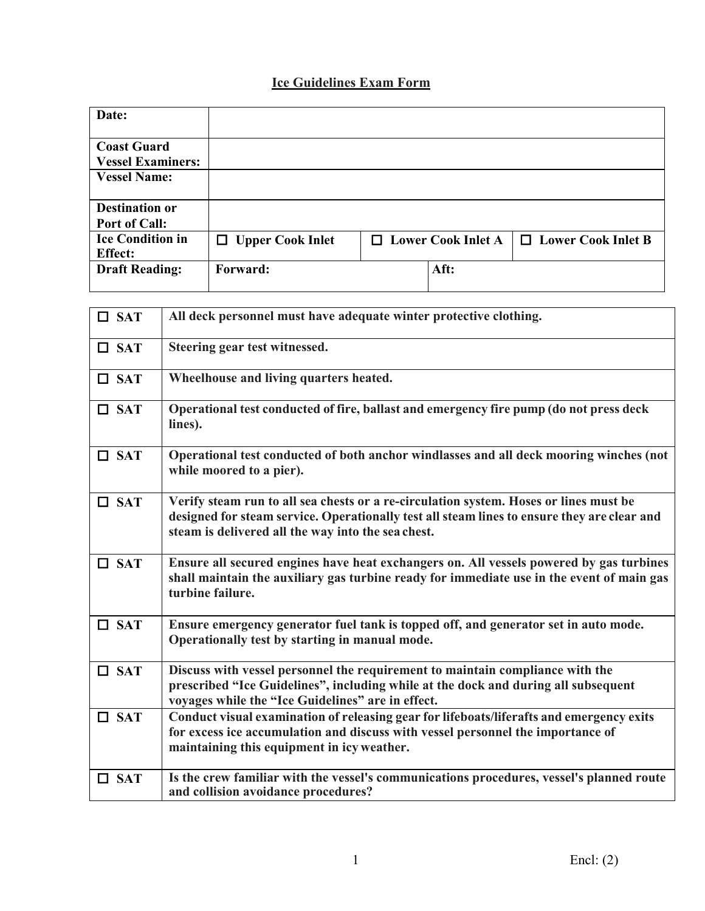# Ice Guidelines Exam Form

| **Date:** | | | |
|---|---|---|---|
| **Coast Guard Vessel Examiners:** | | | |
| **Vessel Name:** | | | |
| **Destination or Port of Call:** | | | |
| **Ice Condition in Effect:** | ☐ **Upper Cook Inlet** | ☐ **Lower Cook Inlet A** | ☐ **Lower Cook Inlet B** |
| **Draft Reading:** | **Forward:** | **Aft:** | |

| | |
|---|---|
| ☐ **SAT** | **All deck personnel must have adequate winter protective clothing.** |
| ☐ **SAT** | **Steering gear test witnessed.** |
| ☐ **SAT** | **Wheelhouse and living quarters heated.** |
| ☐ **SAT** | **Operational test conducted of fire, ballast and emergency fire pump (do not press deck lines).** |
| ☐ **SAT** | **Operational test conducted of both anchor windlasses and all deck mooring winches (not while moored to a pier).** |
| ☐ **SAT** | **Verify steam run to all sea chests or a re-circulation system. Hoses or lines must be designed for steam service. Operationally test all steam lines to ensure they are clear and steam is delivered all the way into the sea chest.** |
| ☐ **SAT** | **Ensure all secured engines have heat exchangers on. All vessels powered by gas turbines shall maintain the auxiliary gas turbine ready for immediate use in the event of main gas turbine failure.** |
| ☐ **SAT** | **Ensure emergency generator fuel tank is topped off, and generator set in auto mode. Operationally test by starting in manual mode.** |
| ☐ **SAT** | **Discuss with vessel personnel the requirement to maintain compliance with the prescribed "Ice Guidelines", including while at the dock and during all subsequent voyages while the "Ice Guidelines" are in effect.** |
| ☐ **SAT** | **Conduct visual examination of releasing gear for lifeboats/liferafts and emergency exits for excess ice accumulation and discuss with vessel personnel the importance of maintaining this equipment in icy weather.** |
| ☐ **SAT** | **Is the crew familiar with the vessel's communications procedures, vessel's planned route and collision avoidance procedures?** |

Encl: (2)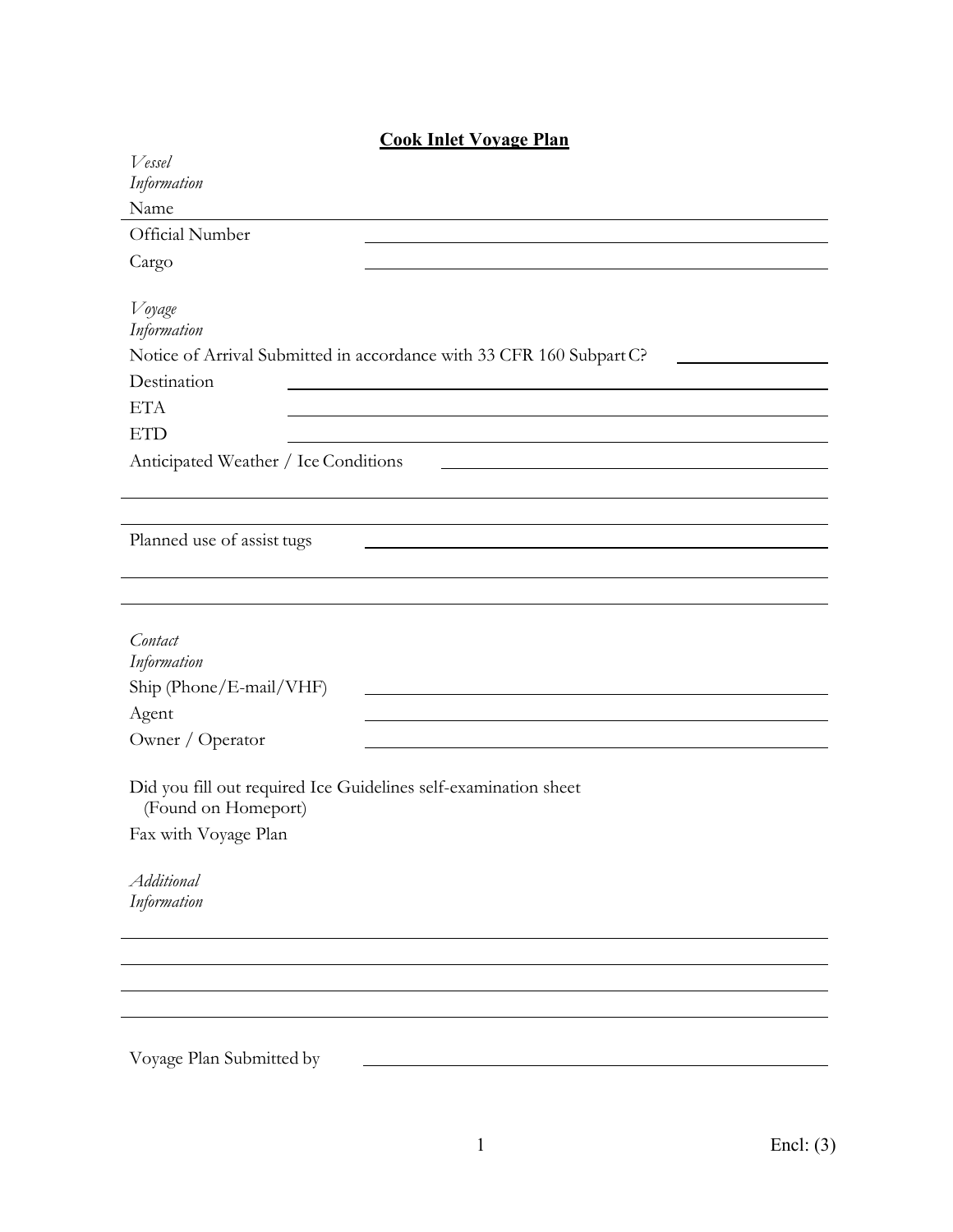## Cook Inlet Voyage Plan

*Vessel Information*

Name ____________________

Official Number ____________________

Cargo ____________________

*Voyage Information*

Notice of Arrival Submitted in accordance with 33 CFR 160 Subpart C? ____________________

Destination ____________________

ETA ____________________

ETD ____________________

Anticipated Weather / Ice Conditions ____________________

____________________

____________________

Planned use of assist tugs ____________________

____________________

____________________

*Contact Information*

Ship (Phone/E-mail/VHF) ____________________

Agent ____________________

Owner / Operator ____________________

Did you fill out required Ice Guidelines self-examination sheet (Found on Homeport)

Fax with Voyage Plan

*Additional Information*

____________________

____________________

____________________

____________________

Voyage Plan Submitted by ____________________

Encl: (3)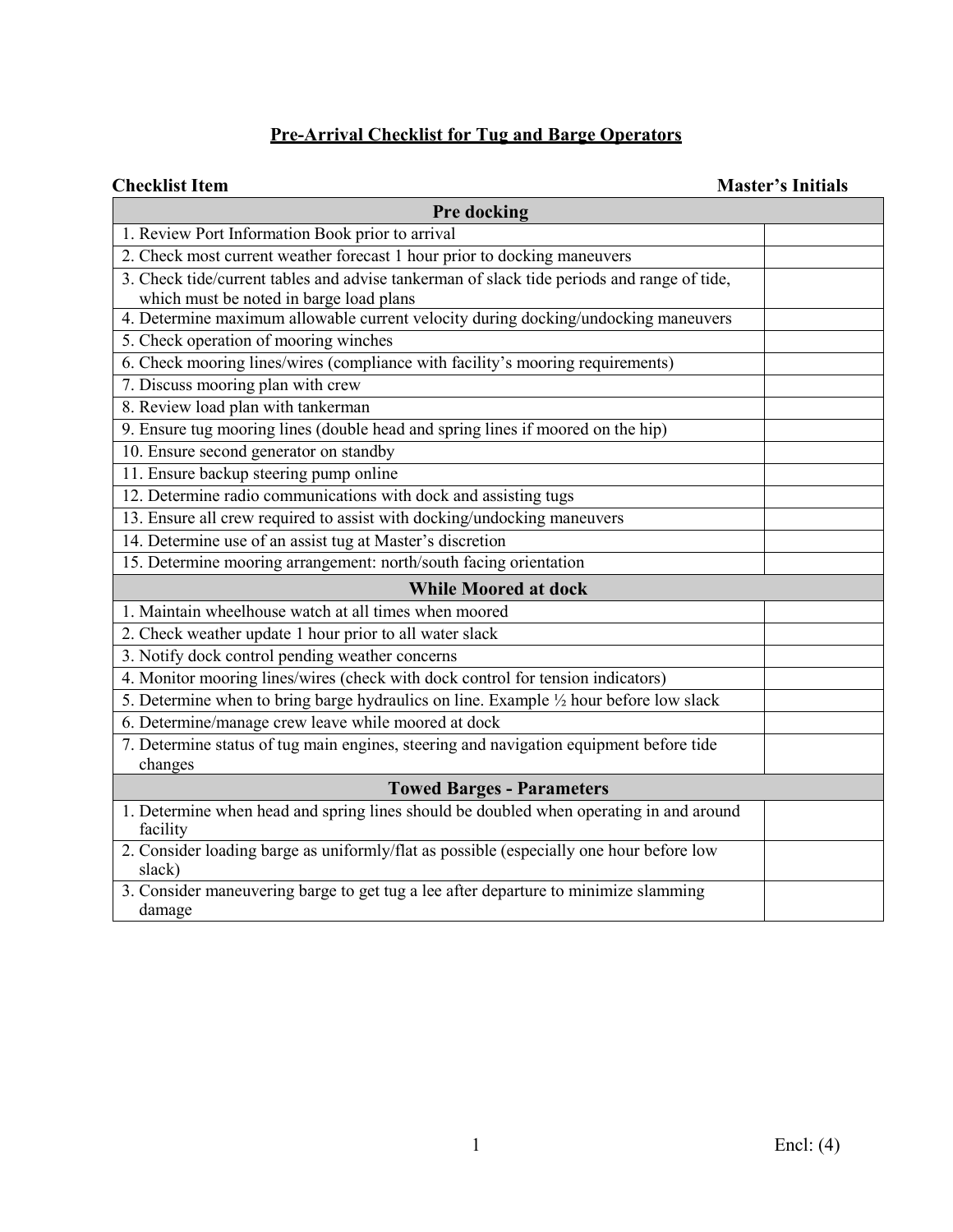# Pre-Arrival Checklist for Tug and Barge Operators

| Checklist Item | Master's Initials |
|---|---|
| **Pre docking** | |
| 1. Review Port Information Book prior to arrival | |
| 2. Check most current weather forecast 1 hour prior to docking maneuvers | |
| 3. Check tide/current tables and advise tankerman of slack tide periods and range of tide, which must be noted in barge load plans | |
| 4. Determine maximum allowable current velocity during docking/undocking maneuvers | |
| 5. Check operation of mooring winches | |
| 6. Check mooring lines/wires (compliance with facility's mooring requirements) | |
| 7. Discuss mooring plan with crew | |
| 8. Review load plan with tankerman | |
| 9. Ensure tug mooring lines (double head and spring lines if moored on the hip) | |
| 10. Ensure second generator on standby | |
| 11. Ensure backup steering pump online | |
| 12. Determine radio communications with dock and assisting tugs | |
| 13. Ensure all crew required to assist with docking/undocking maneuvers | |
| 14. Determine use of an assist tug at Master's discretion | |
| 15. Determine mooring arrangement: north/south facing orientation | |
| **While Moored at dock** | |
| 1. Maintain wheelhouse watch at all times when moored | |
| 2. Check weather update 1 hour prior to all water slack | |
| 3. Notify dock control pending weather concerns | |
| 4. Monitor mooring lines/wires (check with dock control for tension indicators) | |
| 5. Determine when to bring barge hydraulics on line. Example ½ hour before low slack | |
| 6. Determine/manage crew leave while moored at dock | |
| 7. Determine status of tug main engines, steering and navigation equipment before tide changes | |
| **Towed Barges - Parameters** | |
| 1. Determine when head and spring lines should be doubled when operating in and around facility | |
| 2. Consider loading barge as uniformly/flat as possible (especially one hour before low slack) | |
| 3. Consider maneuvering barge to get tug a lee after departure to minimize slamming damage | |

Encl: (4)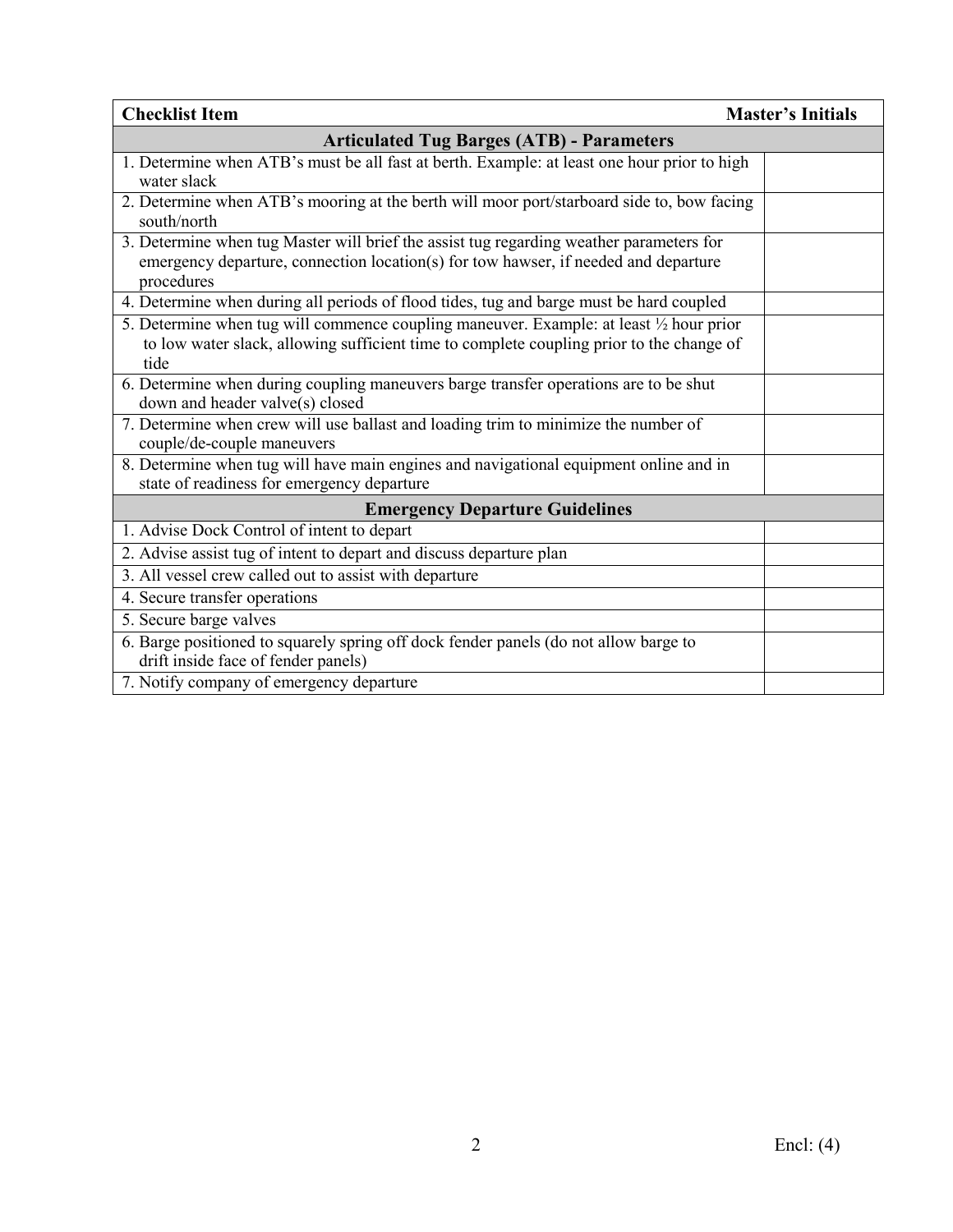| Checklist Item | Master's Initials |
|---|---|
| **Articulated Tug Barges (ATB) - Parameters** | |
| 1. Determine when ATB's must be all fast at berth. Example: at least one hour prior to high water slack | |
| 2. Determine when ATB's mooring at the berth will moor port/starboard side to, bow facing south/north | |
| 3. Determine when tug Master will brief the assist tug regarding weather parameters for emergency departure, connection location(s) for tow hawser, if needed and departure procedures | |
| 4. Determine when during all periods of flood tides, tug and barge must be hard coupled | |
| 5. Determine when tug will commence coupling maneuver. Example: at least ½ hour prior to low water slack, allowing sufficient time to complete coupling prior to the change of tide | |
| 6. Determine when during coupling maneuvers barge transfer operations are to be shut down and header valve(s) closed | |
| 7. Determine when crew will use ballast and loading trim to minimize the number of couple/de-couple maneuvers | |
| 8. Determine when tug will have main engines and navigational equipment online and in state of readiness for emergency departure | |
| **Emergency Departure Guidelines** | |
| 1. Advise Dock Control of intent to depart | |
| 2. Advise assist tug of intent to depart and discuss departure plan | |
| 3. All vessel crew called out to assist with departure | |
| 4. Secure transfer operations | |
| 5. Secure barge valves | |
| 6. Barge positioned to squarely spring off dock fender panels (do not allow barge to drift inside face of fender panels) | |
| 7. Notify company of emergency departure | |

Encl: (4)